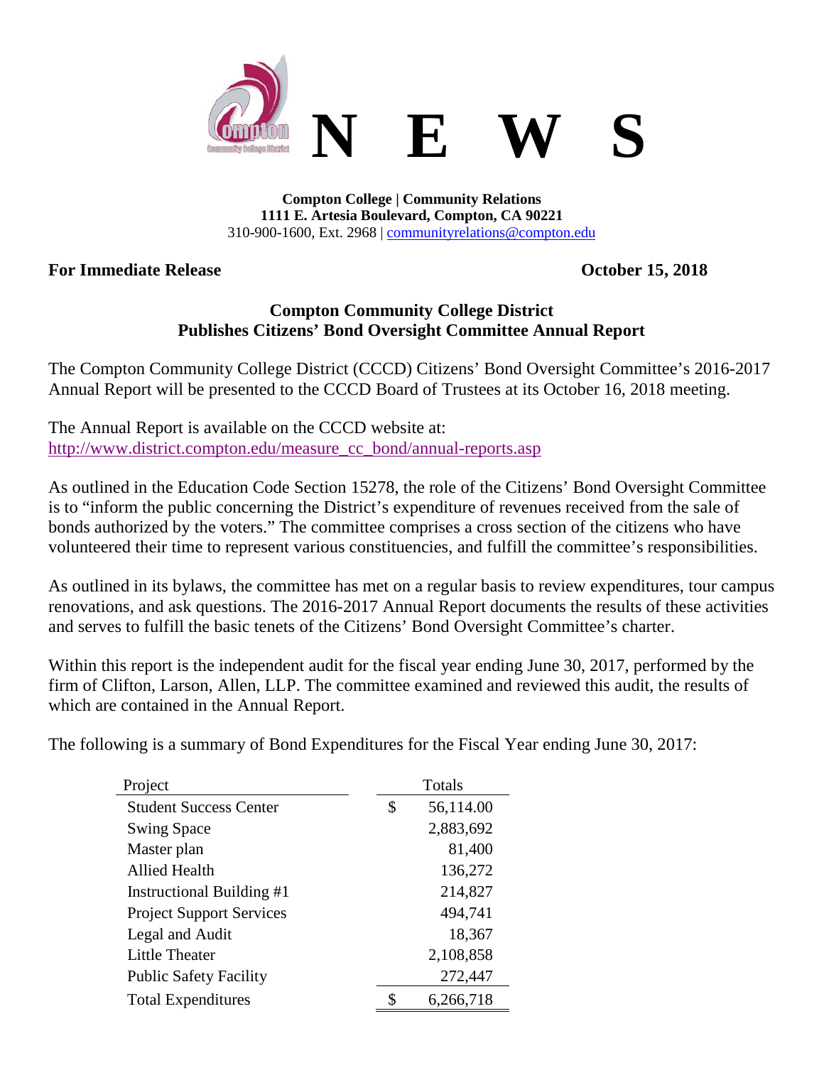# N E W S

**Compton College | Community Relations**
**1111 E. Artesia Boulevard, Compton, CA 90221**
310-900-1600, Ext. 2968 | communityrelations@compton.edu

**For Immediate Release** **October 15, 2018**

## Compton Community College District Publishes Citizens' Bond Oversight Committee Annual Report

The Compton Community College District (CCCD) Citizens' Bond Oversight Committee's 2016-2017 Annual Report will be presented to the CCCD Board of Trustees at its October 16, 2018 meeting.

The Annual Report is available on the CCCD website at:
http://www.district.compton.edu/measure_cc_bond/annual-reports.asp

As outlined in the Education Code Section 15278, the role of the Citizens' Bond Oversight Committee is to "inform the public concerning the District's expenditure of revenues received from the sale of bonds authorized by the voters." The committee comprises a cross section of the citizens who have volunteered their time to represent various constituencies, and fulfill the committee's responsibilities.

As outlined in its bylaws, the committee has met on a regular basis to review expenditures, tour campus renovations, and ask questions. The 2016-2017 Annual Report documents the results of these activities and serves to fulfill the basic tenets of the Citizens' Bond Oversight Committee's charter.

Within this report is the independent audit for the fiscal year ending June 30, 2017, performed by the firm of Clifton, Larson, Allen, LLP. The committee examined and reviewed this audit, the results of which are contained in the Annual Report.

The following is a summary of Bond Expenditures for the Fiscal Year ending June 30, 2017:

| Project | Totals |
|---|---|
| Student Success Center | $ 56,114.00 |
| Swing Space | 2,883,692 |
| Master plan | 81,400 |
| Allied Health | 136,272 |
| Instructional Building #1 | 214,827 |
| Project Support Services | 494,741 |
| Legal and Audit | 18,367 |
| Little Theater | 2,108,858 |
| Public Safety Facility | 272,447 |
| Total Expenditures | $ 6,266,718 |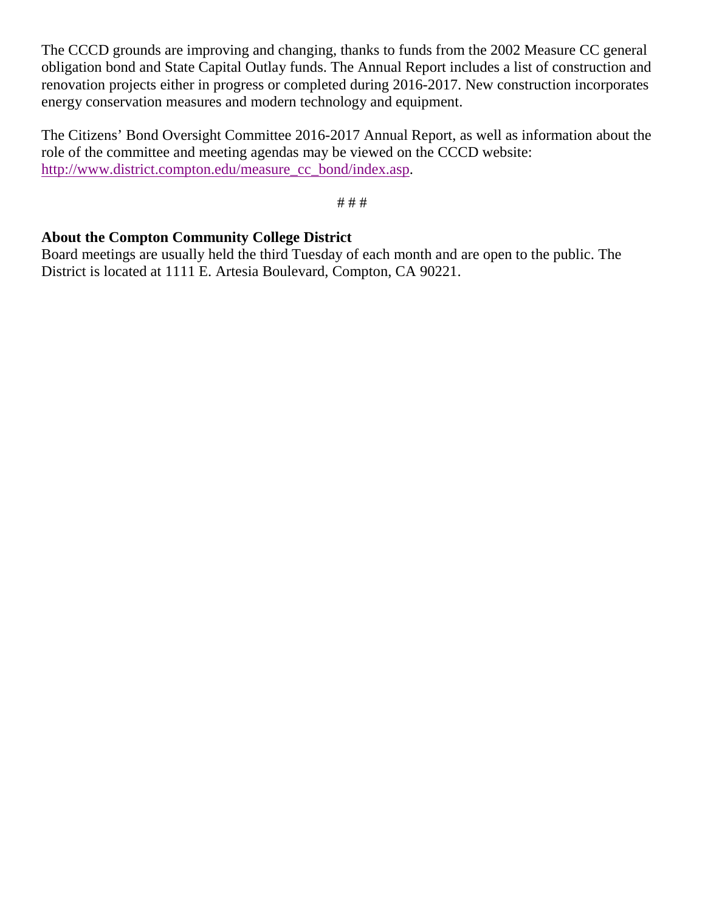The CCCD grounds are improving and changing, thanks to funds from the 2002 Measure CC general obligation bond and State Capital Outlay funds. The Annual Report includes a list of construction and renovation projects either in progress or completed during 2016-2017. New construction incorporates energy conservation measures and modern technology and equipment.

The Citizens' Bond Oversight Committee 2016-2017 Annual Report, as well as information about the role of the committee and meeting agendas may be viewed on the CCCD website: http://www.district.compton.edu/measure_cc_bond/index.asp.

# # #

**About the Compton Community College District**

Board meetings are usually held the third Tuesday of each month and are open to the public. The District is located at 1111 E. Artesia Boulevard, Compton, CA 90221.